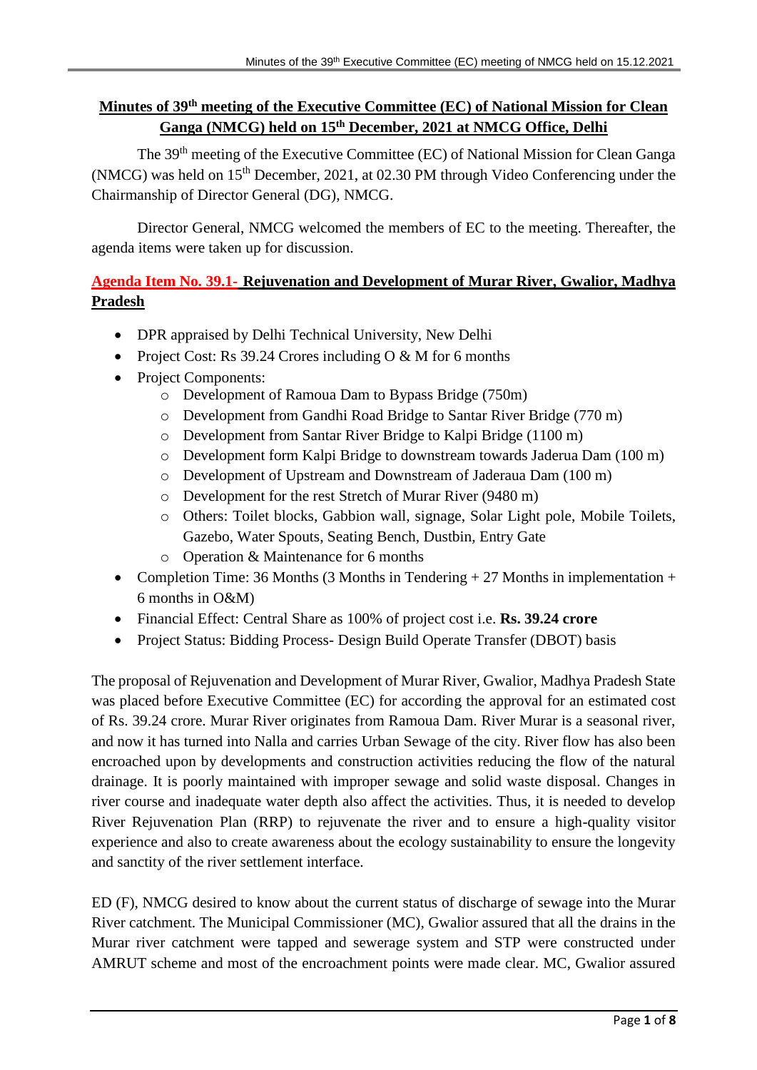# Minutes of 39th meeting of the Executive Committee (EC) of National Mission for Clean Ganga (NMCG) held on 15th December, 2021 at NMCG Office, Delhi

The 39th meeting of the Executive Committee (EC) of National Mission for Clean Ganga (NMCG) was held on 15th December, 2021, at 02.30 PM through Video Conferencing under the Chairmanship of Director General (DG), NMCG.

Director General, NMCG welcomed the members of EC to the meeting. Thereafter, the agenda items were taken up for discussion.

## Agenda Item No. 39.1- Rejuvenation and Development of Murar River, Gwalior, Madhya Pradesh

- DPR appraised by Delhi Technical University, New Delhi
- Project Cost: Rs 39.24 Crores including O & M for 6 months
- Project Components:
  - Development of Ramoua Dam to Bypass Bridge (750m)
  - Development from Gandhi Road Bridge to Santar River Bridge (770 m)
  - Development from Santar River Bridge to Kalpi Bridge (1100 m)
  - Development form Kalpi Bridge to downstream towards Jaderua Dam (100 m)
  - Development of Upstream and Downstream of Jaderaua Dam (100 m)
  - Development for the rest Stretch of Murar River (9480 m)
  - Others: Toilet blocks, Gabbion wall, signage, Solar Light pole, Mobile Toilets, Gazebo, Water Spouts, Seating Bench, Dustbin, Entry Gate
  - Operation & Maintenance for 6 months
- Completion Time: 36 Months (3 Months in Tendering + 27 Months in implementation + 6 months in O&M)
- Financial Effect: Central Share as 100% of project cost i.e. **Rs. 39.24 crore**
- Project Status: Bidding Process- Design Build Operate Transfer (DBOT) basis

The proposal of Rejuvenation and Development of Murar River, Gwalior, Madhya Pradesh State was placed before Executive Committee (EC) for according the approval for an estimated cost of Rs. 39.24 crore. Murar River originates from Ramoua Dam. River Murar is a seasonal river, and now it has turned into Nalla and carries Urban Sewage of the city. River flow has also been encroached upon by developments and construction activities reducing the flow of the natural drainage. It is poorly maintained with improper sewage and solid waste disposal. Changes in river course and inadequate water depth also affect the activities. Thus, it is needed to develop River Rejuvenation Plan (RRP) to rejuvenate the river and to ensure a high-quality visitor experience and also to create awareness about the ecology sustainability to ensure the longevity and sanctity of the river settlement interface.

ED (F), NMCG desired to know about the current status of discharge of sewage into the Murar River catchment. The Municipal Commissioner (MC), Gwalior assured that all the drains in the Murar river catchment were tapped and sewerage system and STP were constructed under AMRUT scheme and most of the encroachment points were made clear. MC, Gwalior assured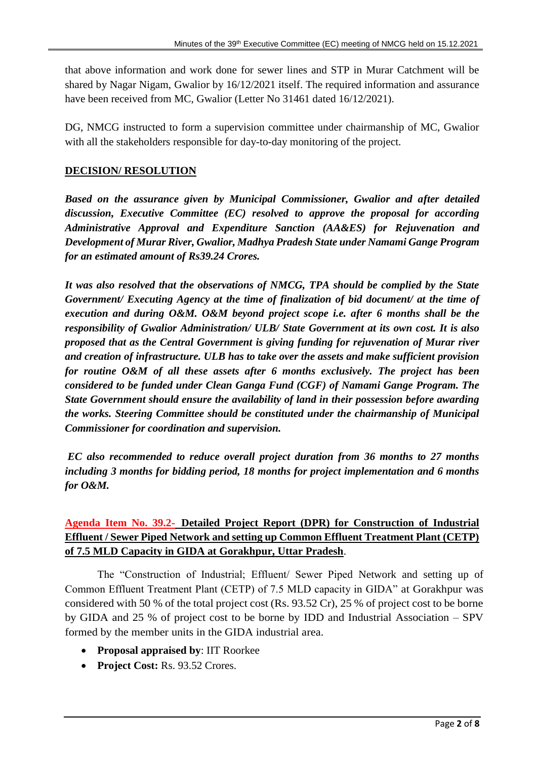that above information and work done for sewer lines and STP in Murar Catchment will be shared by Nagar Nigam, Gwalior by 16/12/2021 itself. The required information and assurance have been received from MC, Gwalior (Letter No 31461 dated 16/12/2021).

DG, NMCG instructed to form a supervision committee under chairmanship of MC, Gwalior with all the stakeholders responsible for day-to-day monitoring of the project.

**DECISION/ RESOLUTION**

***Based on the assurance given by Municipal Commissioner, Gwalior and after detailed discussion, Executive Committee (EC) resolved to approve the proposal for according Administrative Approval and Expenditure Sanction (AA&ES) for Rejuvenation and Development of Murar River, Gwalior, Madhya Pradesh State under Namami Gange Program for an estimated amount of Rs39.24 Crores.***

***It was also resolved that the observations of NMCG, TPA should be complied by the State Government/ Executing Agency at the time of finalization of bid document/ at the time of execution and during O&M. O&M beyond project scope i.e. after 6 months shall be the responsibility of Gwalior Administration/ ULB/ State Government at its own cost. It is also proposed that as the Central Government is giving funding for rejuvenation of Murar river and creation of infrastructure. ULB has to take over the assets and make sufficient provision for routine O&M of all these assets after 6 months exclusively. The project has been considered to be funded under Clean Ganga Fund (CGF) of Namami Gange Program. The State Government should ensure the availability of land in their possession before awarding the works. Steering Committee should be constituted under the chairmanship of Municipal Commissioner for coordination and supervision.***

***EC also recommended to reduce overall project duration from 36 months to 27 months including 3 months for bidding period, 18 months for project implementation and 6 months for O&M.***

**Agenda Item No. 39.2- Detailed Project Report (DPR) for Construction of Industrial Effluent / Sewer Piped Network and setting up Common Effluent Treatment Plant (CETP) of 7.5 MLD Capacity in GIDA at Gorakhpur, Uttar Pradesh**.

The "Construction of Industrial; Effluent/ Sewer Piped Network and setting up of Common Effluent Treatment Plant (CETP) of 7.5 MLD capacity in GIDA" at Gorakhpur was considered with 50 % of the total project cost (Rs. 93.52 Cr), 25 % of project cost to be borne by GIDA and 25 % of project cost to be borne by IDD and Industrial Association – SPV formed by the member units in the GIDA industrial area.

- **Proposal appraised by**: IIT Roorkee
- **Project Cost:** Rs. 93.52 Crores.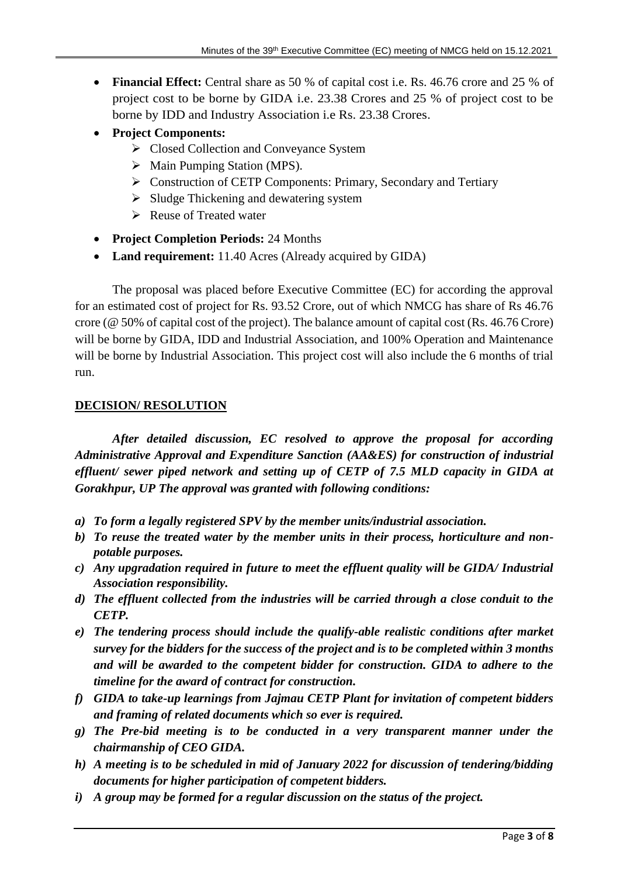- **Financial Effect:** Central share as 50 % of capital cost i.e. Rs. 46.76 crore and 25 % of project cost to be borne by GIDA i.e. 23.38 Crores and 25 % of project cost to be borne by IDD and Industry Association i.e Rs. 23.38 Crores.
- **Project Components:**
  - Closed Collection and Conveyance System
  - Main Pumping Station (MPS).
  - Construction of CETP Components: Primary, Secondary and Tertiary
  - Sludge Thickening and dewatering system
  - Reuse of Treated water
- **Project Completion Periods:** 24 Months
- **Land requirement:** 11.40 Acres (Already acquired by GIDA)

The proposal was placed before Executive Committee (EC) for according the approval for an estimated cost of project for Rs. 93.52 Crore, out of which NMCG has share of Rs 46.76 crore (@ 50% of capital cost of the project). The balance amount of capital cost (Rs. 46.76 Crore) will be borne by GIDA, IDD and Industrial Association, and 100% Operation and Maintenance will be borne by Industrial Association. This project cost will also include the 6 months of trial run.

**DECISION/ RESOLUTION**

***After detailed discussion, EC resolved to approve the proposal for according Administrative Approval and Expenditure Sanction (AA&ES) for construction of industrial effluent/ sewer piped network and setting up of CETP of 7.5 MLD capacity in GIDA at Gorakhpur, UP The approval was granted with following conditions:***

***a) To form a legally registered SPV by the member units/industrial association.***

***b) To reuse the treated water by the member units in their process, horticulture and non-potable purposes.***

***c) Any upgradation required in future to meet the effluent quality will be GIDA/ Industrial Association responsibility.***

***d) The effluent collected from the industries will be carried through a close conduit to the CETP.***

***e) The tendering process should include the qualify-able realistic conditions after market survey for the bidders for the success of the project and is to be completed within 3 months and will be awarded to the competent bidder for construction. GIDA to adhere to the timeline for the award of contract for construction.***

***f) GIDA to take-up learnings from Jajmau CETP Plant for invitation of competent bidders and framing of related documents which so ever is required.***

***g) The Pre-bid meeting is to be conducted in a very transparent manner under the chairmanship of CEO GIDA.***

***h) A meeting is to be scheduled in mid of January 2022 for discussion of tendering/bidding documents for higher participation of competent bidders.***

***i) A group may be formed for a regular discussion on the status of the project.***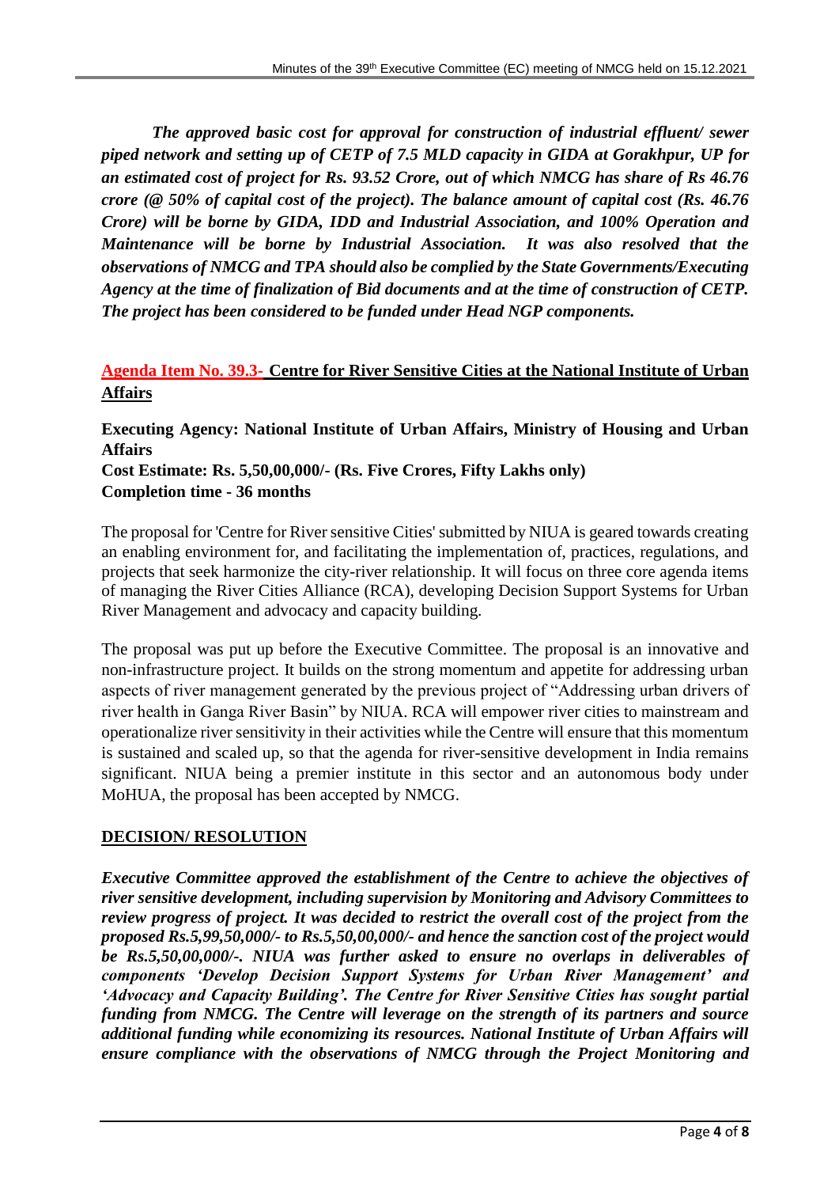*__The approved basic cost for approval for construction of industrial effluent/ sewer piped network and setting up of CETP of 7.5 MLD capacity in GIDA at Gorakhpur, UP for an estimated cost of project for Rs. 93.52 Crore, out of which NMCG has share of Rs 46.76 crore (@ 50% of capital cost of the project). The balance amount of capital cost (Rs. 46.76 Crore) will be borne by GIDA, IDD and Industrial Association, and 100% Operation and Maintenance will be borne by Industrial Association. It was also resolved that the observations of NMCG and TPA should also be complied by the State Governments/Executing Agency at the time of finalization of Bid documents and at the time of construction of CETP. The project has been considered to be funded under Head NGP components.__*

## Agenda Item No. 39.3- Centre for River Sensitive Cities at the National Institute of Urban Affairs

**Executing Agency: National Institute of Urban Affairs, Ministry of Housing and Urban Affairs**
**Cost Estimate: Rs. 5,50,00,000/- (Rs. Five Crores, Fifty Lakhs only)**
**Completion time - 36 months**

The proposal for 'Centre for River sensitive Cities' submitted by NIUA is geared towards creating an enabling environment for, and facilitating the implementation of, practices, regulations, and projects that seek harmonize the city-river relationship. It will focus on three core agenda items of managing the River Cities Alliance (RCA), developing Decision Support Systems for Urban River Management and advocacy and capacity building.

The proposal was put up before the Executive Committee. The proposal is an innovative and non-infrastructure project. It builds on the strong momentum and appetite for addressing urban aspects of river management generated by the previous project of "Addressing urban drivers of river health in Ganga River Basin" by NIUA. RCA will empower river cities to mainstream and operationalize river sensitivity in their activities while the Centre will ensure that this momentum is sustained and scaled up, so that the agenda for river-sensitive development in India remains significant. NIUA being a premier institute in this sector and an autonomous body under MoHUA, the proposal has been accepted by NMCG.

## DECISION/ RESOLUTION

*__Executive Committee approved the establishment of the Centre to achieve the objectives of river sensitive development, including supervision by Monitoring and Advisory Committees to review progress of project. It was decided to restrict the overall cost of the project from the proposed Rs.5,99,50,000/- to Rs.5,50,00,000/- and hence the sanction cost of the project would be Rs.5,50,00,000/-. NIUA was further asked to ensure no overlaps in deliverables of components 'Develop Decision Support Systems for Urban River Management' and 'Advocacy and Capacity Building'. The Centre for River Sensitive Cities has sought partial funding from NMCG. The Centre will leverage on the strength of its partners and source additional funding while economizing its resources. National Institute of Urban Affairs will ensure compliance with the observations of NMCG through the Project Monitoring and__*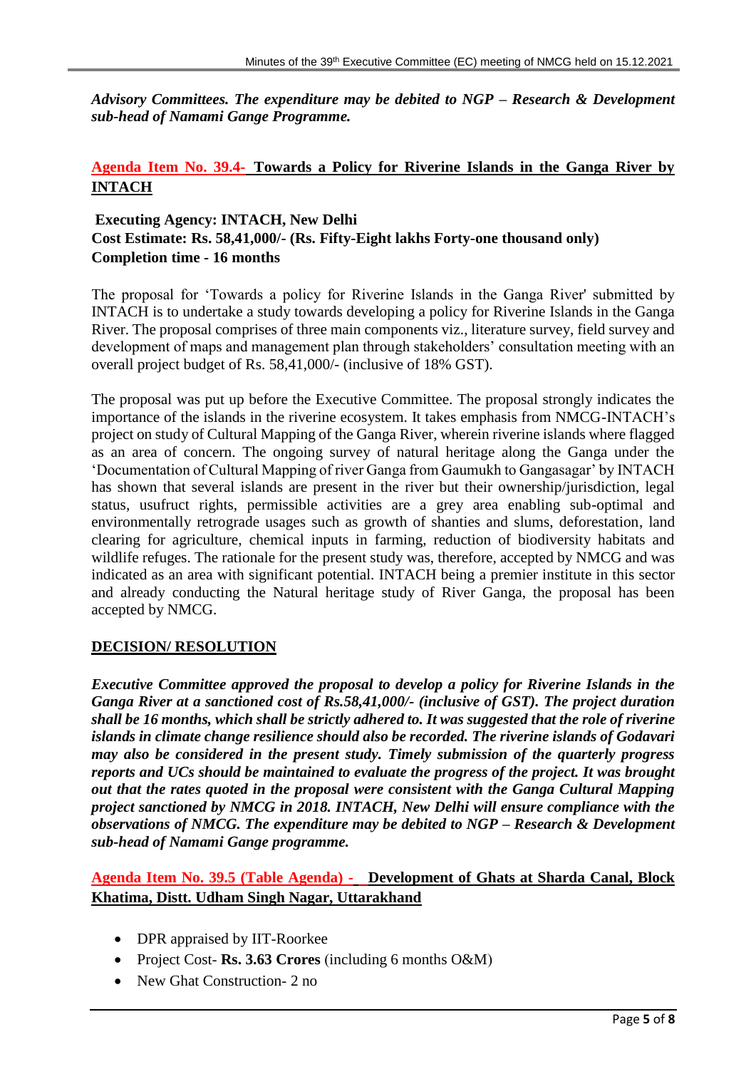*Advisory Committees. The expenditure may be debited to NGP – Research & Development sub-head of Namami Gange Programme.*

## Agenda Item No. 39.4- Towards a Policy for Riverine Islands in the Ganga River by INTACH

**Executing Agency: INTACH, New Delhi**
**Cost Estimate: Rs. 58,41,000/- (Rs. Fifty-Eight lakhs Forty-one thousand only)**
**Completion time - 16 months**

The proposal for 'Towards a policy for Riverine Islands in the Ganga River' submitted by INTACH is to undertake a study towards developing a policy for Riverine Islands in the Ganga River. The proposal comprises of three main components viz., literature survey, field survey and development of maps and management plan through stakeholders' consultation meeting with an overall project budget of Rs. 58,41,000/- (inclusive of 18% GST).

The proposal was put up before the Executive Committee. The proposal strongly indicates the importance of the islands in the riverine ecosystem. It takes emphasis from NMCG-INTACH's project on study of Cultural Mapping of the Ganga River, wherein riverine islands where flagged as an area of concern. The ongoing survey of natural heritage along the Ganga under the 'Documentation of Cultural Mapping of river Ganga from Gaumukh to Gangasagar' by INTACH has shown that several islands are present in the river but their ownership/jurisdiction, legal status, usufruct rights, permissible activities are a grey area enabling sub-optimal and environmentally retrograde usages such as growth of shanties and slums, deforestation, land clearing for agriculture, chemical inputs in farming, reduction of biodiversity habitats and wildlife refuges. The rationale for the present study was, therefore, accepted by NMCG and was indicated as an area with significant potential. INTACH being a premier institute in this sector and already conducting the Natural heritage study of River Ganga, the proposal has been accepted by NMCG.

### DECISION/ RESOLUTION

***Executive Committee approved the proposal to develop a policy for Riverine Islands in the Ganga River at a sanctioned cost of Rs.58,41,000/- (inclusive of GST). The project duration shall be 16 months, which shall be strictly adhered to. It was suggested that the role of riverine islands in climate change resilience should also be recorded. The riverine islands of Godavari may also be considered in the present study. Timely submission of the quarterly progress reports and UCs should be maintained to evaluate the progress of the project. It was brought out that the rates quoted in the proposal were consistent with the Ganga Cultural Mapping project sanctioned by NMCG in 2018. INTACH, New Delhi will ensure compliance with the observations of NMCG. The expenditure may be debited to NGP – Research & Development sub-head of Namami Gange programme.***

## Agenda Item No. 39.5 (Table Agenda) - Development of Ghats at Sharda Canal, Block Khatima, Distt. Udham Singh Nagar, Uttarakhand

- DPR appraised by IIT-Roorkee
- Project Cost- **Rs. 3.63 Crores** (including 6 months O&M)
- New Ghat Construction- 2 no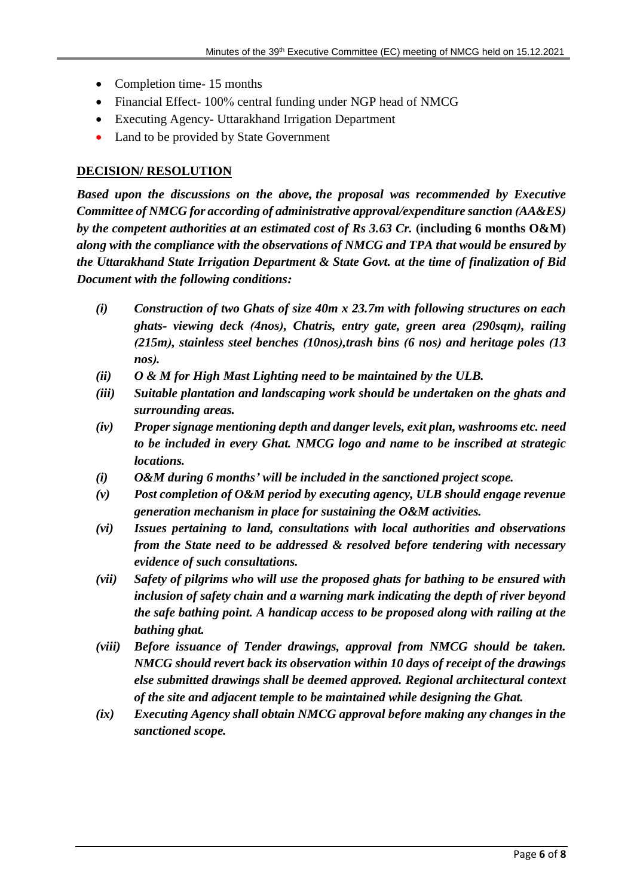- Completion time- 15 months
- Financial Effect- 100% central funding under NGP head of NMCG
- Executing Agency- Uttarakhand Irrigation Department
- Land to be provided by State Government

**DECISION/ RESOLUTION**

***Based upon the discussions on the above, the proposal was recommended by Executive Committee of NMCG for according of administrative approval/expenditure sanction (AA&ES) by the competent authorities at an estimated cost of Rs 3.63 Cr.* (including 6 months O&M) *along with the compliance with the observations of NMCG and TPA that would be ensured by the Uttarakhand State Irrigation Department & State Govt. at the time of finalization of Bid Document with the following conditions:***

***(i)*** ***Construction of two Ghats of size 40m x 23.7m with following structures on each ghats- viewing deck (4nos), Chatris, entry gate, green area (290sqm), railing (215m), stainless steel benches (10nos),trash bins (6 nos) and heritage poles (13 nos).***

***(ii)*** ***O & M for High Mast Lighting need to be maintained by the ULB.***

***(iii)*** ***Suitable plantation and landscaping work should be undertaken on the ghats and surrounding areas.***

***(iv)*** ***Proper signage mentioning depth and danger levels, exit plan, washrooms etc. need to be included in every Ghat. NMCG logo and name to be inscribed at strategic locations.***

***(i)*** ***O&M during 6 months' will be included in the sanctioned project scope.***

***(v)*** ***Post completion of O&M period by executing agency, ULB should engage revenue generation mechanism in place for sustaining the O&M activities.***

***(vi)*** ***Issues pertaining to land, consultations with local authorities and observations from the State need to be addressed & resolved before tendering with necessary evidence of such consultations.***

***(vii)*** ***Safety of pilgrims who will use the proposed ghats for bathing to be ensured with inclusion of safety chain and a warning mark indicating the depth of river beyond the safe bathing point. A handicap access to be proposed along with railing at the bathing ghat.***

***(viii)*** ***Before issuance of Tender drawings, approval from NMCG should be taken. NMCG should revert back its observation within 10 days of receipt of the drawings else submitted drawings shall be deemed approved. Regional architectural context of the site and adjacent temple to be maintained while designing the Ghat.***

***(ix)*** ***Executing Agency shall obtain NMCG approval before making any changes in the sanctioned scope.***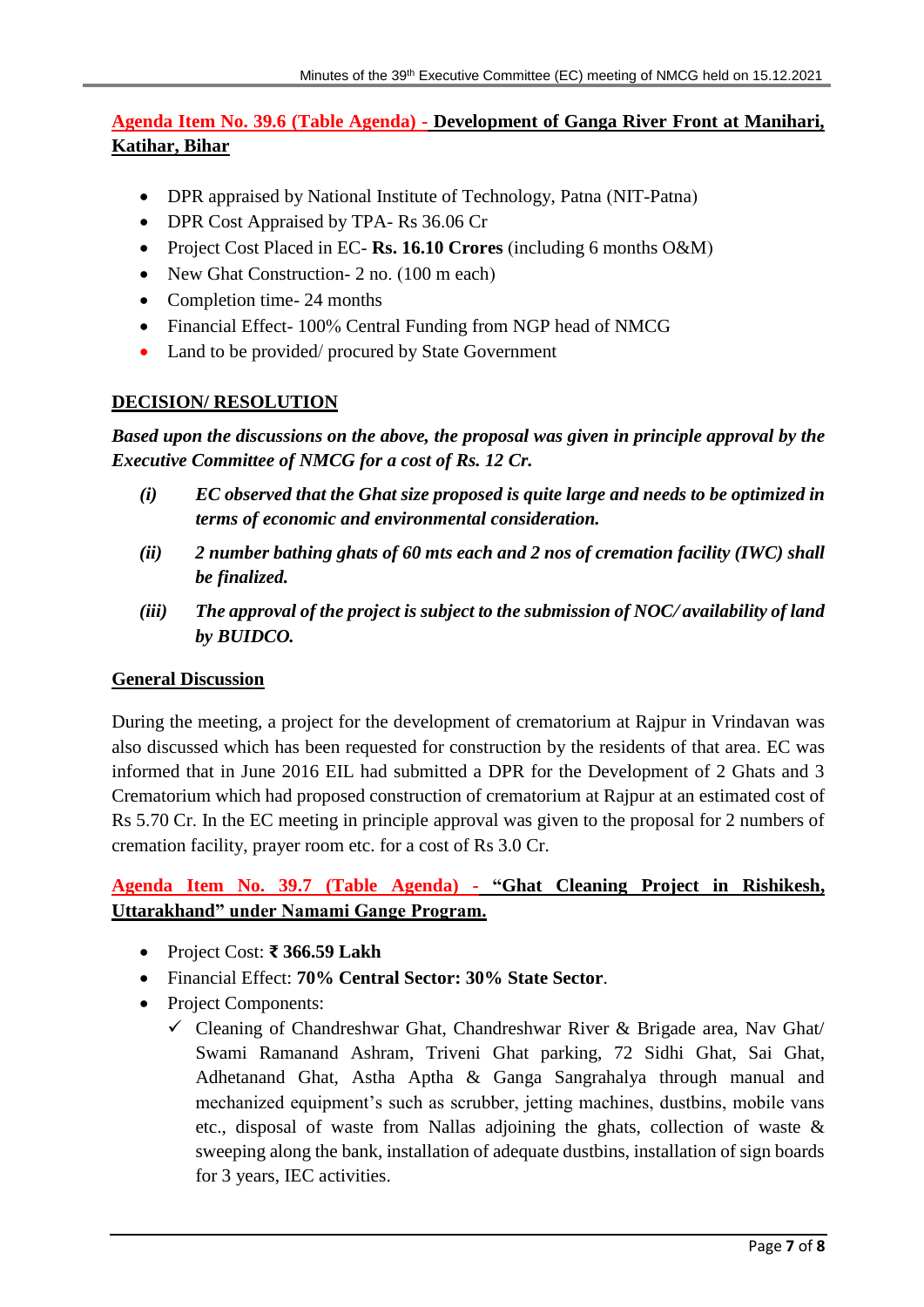**Agenda Item No. 39.6 (Table Agenda) - Development of Ganga River Front at Manihari, Katihar, Bihar**

- DPR appraised by National Institute of Technology, Patna (NIT-Patna)
- DPR Cost Appraised by TPA- Rs 36.06 Cr
- Project Cost Placed in EC- **Rs. 16.10 Crores** (including 6 months O&M)
- New Ghat Construction- 2 no. (100 m each)
- Completion time- 24 months
- Financial Effect- 100% Central Funding from NGP head of NMCG
- Land to be provided/ procured by State Government

**DECISION/ RESOLUTION**

***Based upon the discussions on the above, the proposal was given in principle approval by the Executive Committee of NMCG for a cost of Rs. 12 Cr.***

***(i)*** ***EC observed that the Ghat size proposed is quite large and needs to be optimized in terms of economic and environmental consideration.***

***(ii)*** ***2 number bathing ghats of 60 mts each and 2 nos of cremation facility (IWC) shall be finalized.***

***(iii)*** ***The approval of the project is subject to the submission of NOC/ availability of land by BUIDCO.***

**General Discussion**

During the meeting, a project for the development of crematorium at Rajpur in Vrindavan was also discussed which has been requested for construction by the residents of that area. EC was informed that in June 2016 EIL had submitted a DPR for the Development of 2 Ghats and 3 Crematorium which had proposed construction of crematorium at Rajpur at an estimated cost of Rs 5.70 Cr. In the EC meeting in principle approval was given to the proposal for 2 numbers of cremation facility, prayer room etc. for a cost of Rs 3.0 Cr.

**Agenda Item No. 39.7 (Table Agenda) - "Ghat Cleaning Project in Rishikesh, Uttarakhand" under Namami Gange Program.**

- Project Cost: **₹ 366.59 Lakh**
- Financial Effect: **70% Central Sector: 30% State Sector**.
- Project Components:
  - ✓ Cleaning of Chandreshwar Ghat, Chandreshwar River & Brigade area, Nav Ghat/ Swami Ramanand Ashram, Triveni Ghat parking, 72 Sidhi Ghat, Sai Ghat, Adhetanand Ghat, Astha Aptha & Ganga Sangrahalya through manual and mechanized equipment's such as scrubber, jetting machines, dustbins, mobile vans etc., disposal of waste from Nallas adjoining the ghats, collection of waste & sweeping along the bank, installation of adequate dustbins, installation of sign boards for 3 years, IEC activities.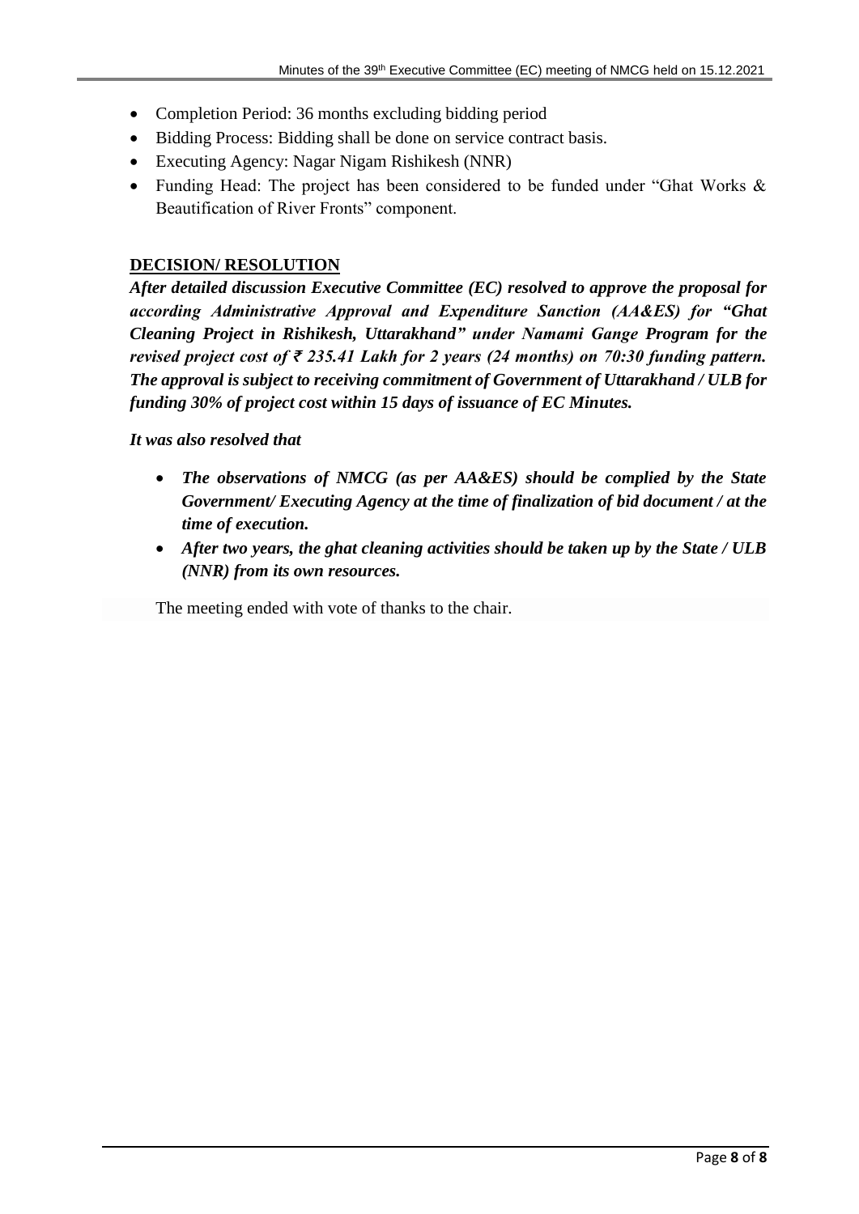- Completion Period: 36 months excluding bidding period
- Bidding Process: Bidding shall be done on service contract basis.
- Executing Agency: Nagar Nigam Rishikesh (NNR)
- Funding Head: The project has been considered to be funded under "Ghat Works & Beautification of River Fronts" component.

**DECISION/ RESOLUTION**

***After detailed discussion Executive Committee (EC) resolved to approve the proposal for according Administrative Approval and Expenditure Sanction (AA&ES) for "Ghat Cleaning Project in Rishikesh, Uttarakhand" under Namami Gange Program for the revised project cost of ₹ 235.41 Lakh for 2 years (24 months) on 70:30 funding pattern. The approval is subject to receiving commitment of Government of Uttarakhand / ULB for funding 30% of project cost within 15 days of issuance of EC Minutes.***

***It was also resolved that***

- ***The observations of NMCG (as per AA&ES) should be complied by the State Government/ Executing Agency at the time of finalization of bid document / at the time of execution.***
- ***After two years, the ghat cleaning activities should be taken up by the State / ULB (NNR) from its own resources.***

The meeting ended with vote of thanks to the chair.